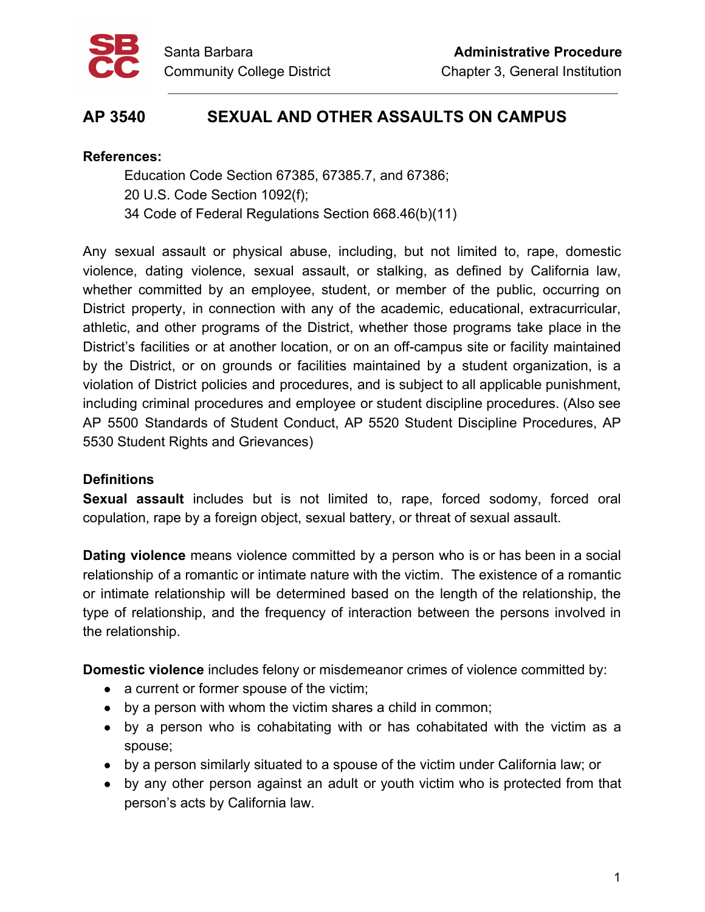Santa Barbara Community College District

**Administrative Procedure**
Chapter 3, General Institution

# AP 3540 SEXUAL AND OTHER ASSAULTS ON CAMPUS

**References:**

Education Code Section 67385, 67385.7, and 67386;
20 U.S. Code Section 1092(f);
34 Code of Federal Regulations Section 668.46(b)(11)

Any sexual assault or physical abuse, including, but not limited to, rape, domestic violence, dating violence, sexual assault, or stalking, as defined by California law, whether committed by an employee, student, or member of the public, occurring on District property, in connection with any of the academic, educational, extracurricular, athletic, and other programs of the District, whether those programs take place in the District's facilities or at another location, or on an off-campus site or facility maintained by the District, or on grounds or facilities maintained by a student organization, is a violation of District policies and procedures, and is subject to all applicable punishment, including criminal procedures and employee or student discipline procedures. (Also see AP 5500 Standards of Student Conduct, AP 5520 Student Discipline Procedures, AP 5530 Student Rights and Grievances)

## Definitions

**Sexual assault** includes but is not limited to, rape, forced sodomy, forced oral copulation, rape by a foreign object, sexual battery, or threat of sexual assault.

**Dating violence** means violence committed by a person who is or has been in a social relationship of a romantic or intimate nature with the victim. The existence of a romantic or intimate relationship will be determined based on the length of the relationship, the type of relationship, and the frequency of interaction between the persons involved in the relationship.

**Domestic violence** includes felony or misdemeanor crimes of violence committed by:

- a current or former spouse of the victim;
- by a person with whom the victim shares a child in common;
- by a person who is cohabitating with or has cohabitated with the victim as a spouse;
- by a person similarly situated to a spouse of the victim under California law; or
- by any other person against an adult or youth victim who is protected from that person's acts by California law.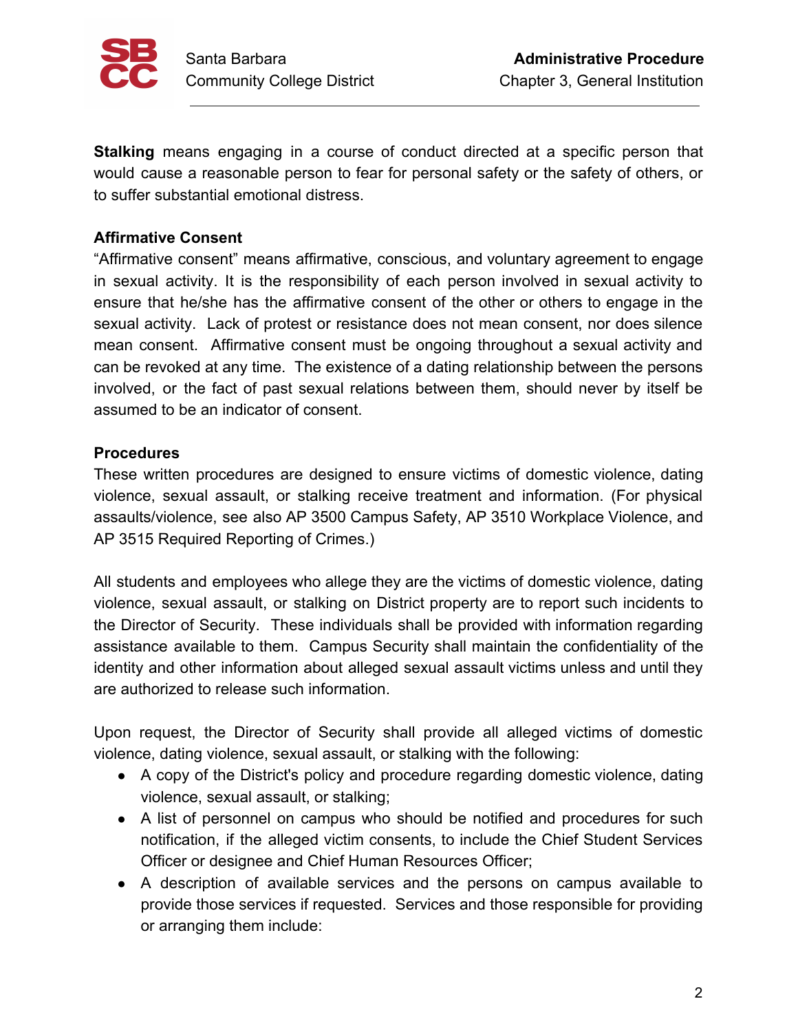**Stalking** means engaging in a course of conduct directed at a specific person that would cause a reasonable person to fear for personal safety or the safety of others, or to suffer substantial emotional distress.

### Affirmative Consent

“Affirmative consent” means affirmative, conscious, and voluntary agreement to engage in sexual activity. It is the responsibility of each person involved in sexual activity to ensure that he/she has the affirmative consent of the other or others to engage in the sexual activity. Lack of protest or resistance does not mean consent, nor does silence mean consent. Affirmative consent must be ongoing throughout a sexual activity and can be revoked at any time. The existence of a dating relationship between the persons involved, or the fact of past sexual relations between them, should never by itself be assumed to be an indicator of consent.

### Procedures

These written procedures are designed to ensure victims of domestic violence, dating violence, sexual assault, or stalking receive treatment and information. (For physical assaults/violence, see also AP 3500 Campus Safety, AP 3510 Workplace Violence, and AP 3515 Required Reporting of Crimes.)

All students and employees who allege they are the victims of domestic violence, dating violence, sexual assault, or stalking on District property are to report such incidents to the Director of Security. These individuals shall be provided with information regarding assistance available to them. Campus Security shall maintain the confidentiality of the identity and other information about alleged sexual assault victims unless and until they are authorized to release such information.

Upon request, the Director of Security shall provide all alleged victims of domestic violence, dating violence, sexual assault, or stalking with the following:

- A copy of the District's policy and procedure regarding domestic violence, dating violence, sexual assault, or stalking;
- A list of personnel on campus who should be notified and procedures for such notification, if the alleged victim consents, to include the Chief Student Services Officer or designee and Chief Human Resources Officer;
- A description of available services and the persons on campus available to provide those services if requested. Services and those responsible for providing or arranging them include: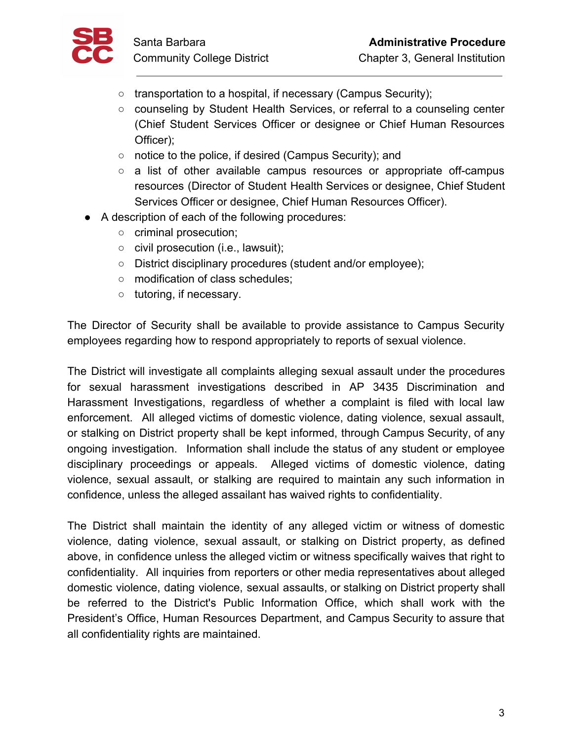- transportation to a hospital, if necessary (Campus Security);
    - counseling by Student Health Services, or referral to a counseling center (Chief Student Services Officer or designee or Chief Human Resources Officer);
    - notice to the police, if desired (Campus Security); and
    - a list of other available campus resources or appropriate off-campus resources (Director of Student Health Services or designee, Chief Student Services Officer or designee, Chief Human Resources Officer).
- A description of each of the following procedures:
    - criminal prosecution;
    - civil prosecution (i.e., lawsuit);
    - District disciplinary procedures (student and/or employee);
    - modification of class schedules;
    - tutoring, if necessary.

The Director of Security shall be available to provide assistance to Campus Security employees regarding how to respond appropriately to reports of sexual violence.

The District will investigate all complaints alleging sexual assault under the procedures for sexual harassment investigations described in AP 3435 Discrimination and Harassment Investigations, regardless of whether a complaint is filed with local law enforcement. All alleged victims of domestic violence, dating violence, sexual assault, or stalking on District property shall be kept informed, through Campus Security, of any ongoing investigation. Information shall include the status of any student or employee disciplinary proceedings or appeals. Alleged victims of domestic violence, dating violence, sexual assault, or stalking are required to maintain any such information in confidence, unless the alleged assailant has waived rights to confidentiality.

The District shall maintain the identity of any alleged victim or witness of domestic violence, dating violence, sexual assault, or stalking on District property, as defined above, in confidence unless the alleged victim or witness specifically waives that right to confidentiality. All inquiries from reporters or other media representatives about alleged domestic violence, dating violence, sexual assaults, or stalking on District property shall be referred to the District's Public Information Office, which shall work with the President's Office, Human Resources Department, and Campus Security to assure that all confidentiality rights are maintained.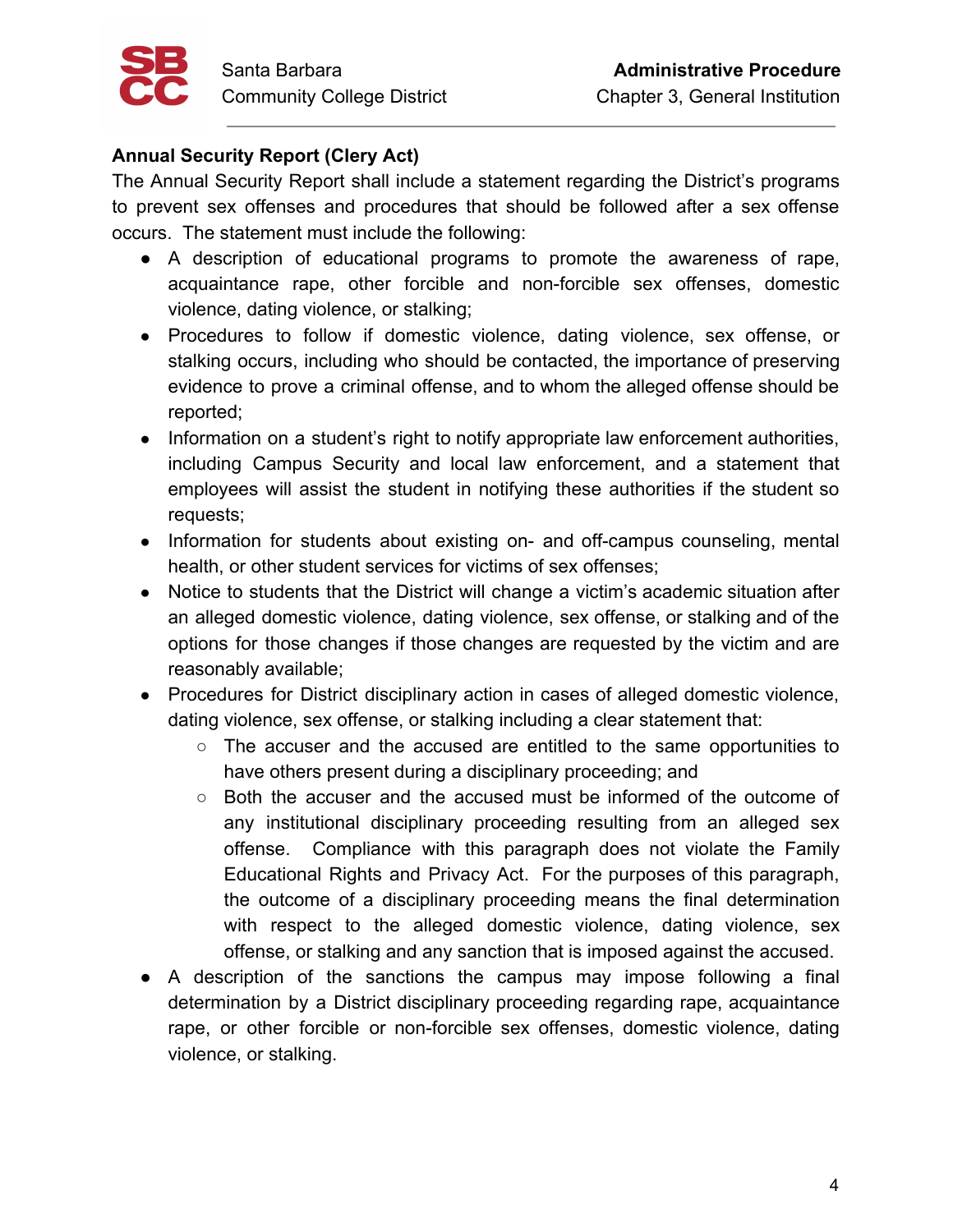**Annual Security Report (Clery Act)**

The Annual Security Report shall include a statement regarding the District's programs to prevent sex offenses and procedures that should be followed after a sex offense occurs. The statement must include the following:

- A description of educational programs to promote the awareness of rape, acquaintance rape, other forcible and non-forcible sex offenses, domestic violence, dating violence, or stalking;
- Procedures to follow if domestic violence, dating violence, sex offense, or stalking occurs, including who should be contacted, the importance of preserving evidence to prove a criminal offense, and to whom the alleged offense should be reported;
- Information on a student's right to notify appropriate law enforcement authorities, including Campus Security and local law enforcement, and a statement that employees will assist the student in notifying these authorities if the student so requests;
- Information for students about existing on- and off-campus counseling, mental health, or other student services for victims of sex offenses;
- Notice to students that the District will change a victim's academic situation after an alleged domestic violence, dating violence, sex offense, or stalking and of the options for those changes if those changes are requested by the victim and are reasonably available;
- Procedures for District disciplinary action in cases of alleged domestic violence, dating violence, sex offense, or stalking including a clear statement that:
  - The accuser and the accused are entitled to the same opportunities to have others present during a disciplinary proceeding; and
  - Both the accuser and the accused must be informed of the outcome of any institutional disciplinary proceeding resulting from an alleged sex offense. Compliance with this paragraph does not violate the Family Educational Rights and Privacy Act. For the purposes of this paragraph, the outcome of a disciplinary proceeding means the final determination with respect to the alleged domestic violence, dating violence, sex offense, or stalking and any sanction that is imposed against the accused.
- A description of the sanctions the campus may impose following a final determination by a District disciplinary proceeding regarding rape, acquaintance rape, or other forcible or non-forcible sex offenses, domestic violence, dating violence, or stalking.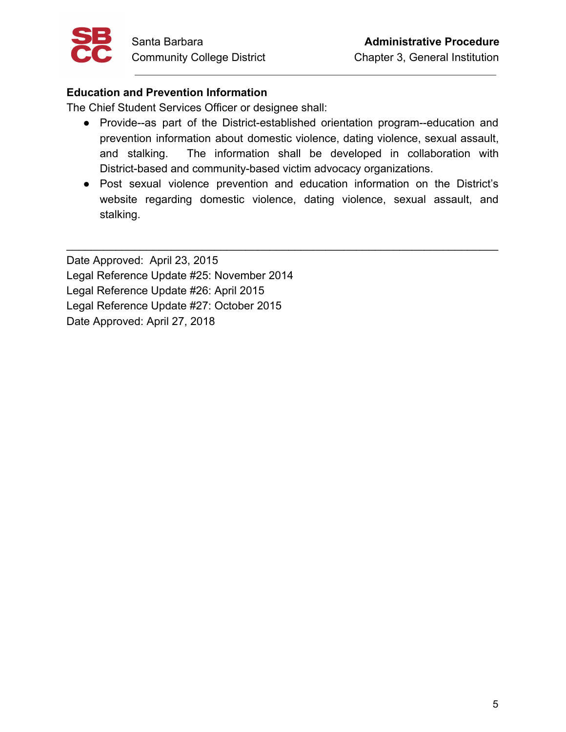**Education and Prevention Information**

The Chief Student Services Officer or designee shall:

- Provide--as part of the District-established orientation program--education and prevention information about domestic violence, dating violence, sexual assault, and stalking. The information shall be developed in collaboration with District-based and community-based victim advocacy organizations.
- Post sexual violence prevention and education information on the District's website regarding domestic violence, dating violence, sexual assault, and stalking.

---

Date Approved: April 23, 2015
Legal Reference Update #25: November 2014
Legal Reference Update #26: April 2015
Legal Reference Update #27: October 2015
Date Approved: April 27, 2018